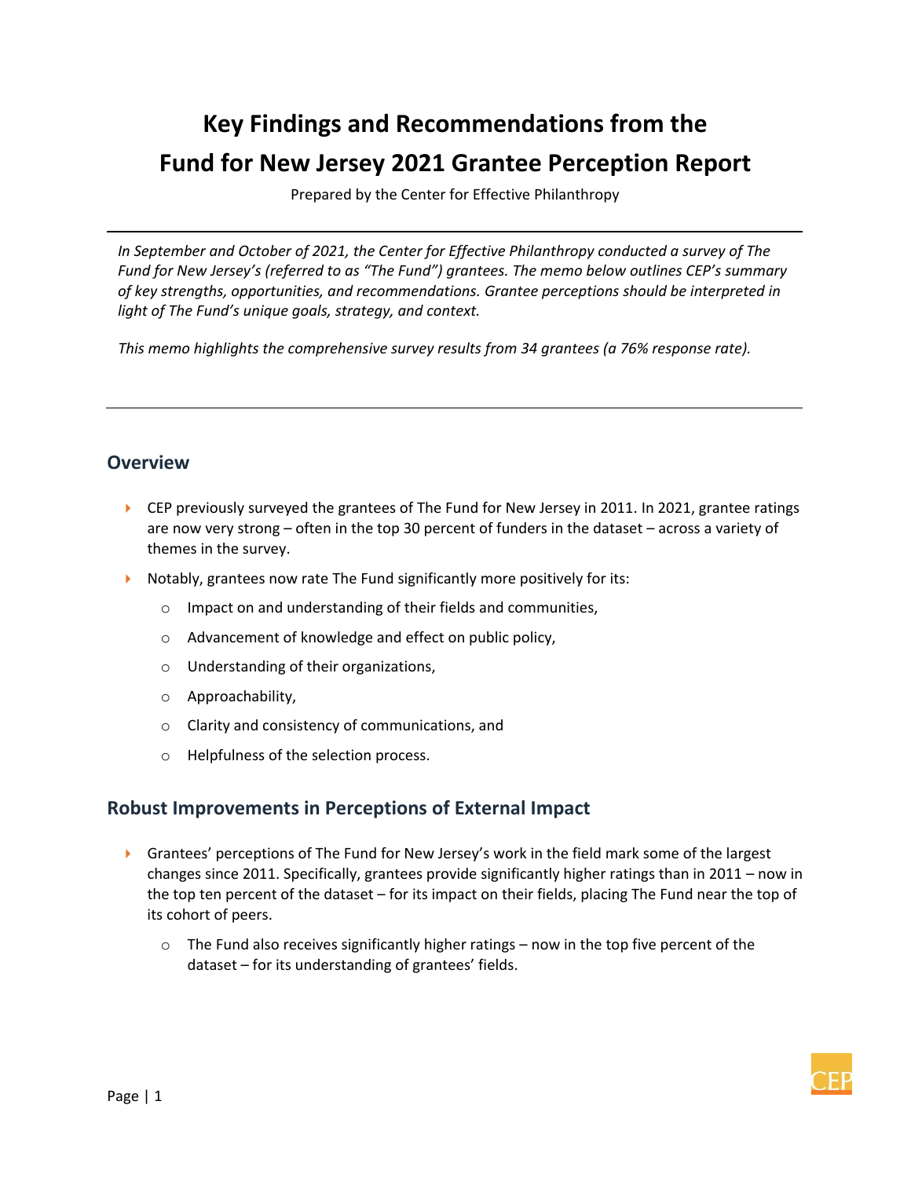# Key Findings and Recommendations from the Fund for New Jersey 2021 Grantee Perception Report

Prepared by the Center for Effective Philanthropy

---

*In September and October of 2021, the Center for Effective Philanthropy conducted a survey of The Fund for New Jersey's (referred to as "The Fund") grantees. The memo below outlines CEP's summary of key strengths, opportunities, and recommendations. Grantee perceptions should be interpreted in light of The Fund's unique goals, strategy, and context.*

*This memo highlights the comprehensive survey results from 34 grantees (a 76% response rate).*

---

## Overview

- CEP previously surveyed the grantees of The Fund for New Jersey in 2011. In 2021, grantee ratings are now very strong – often in the top 30 percent of funders in the dataset – across a variety of themes in the survey.
- Notably, grantees now rate The Fund significantly more positively for its:
  - Impact on and understanding of their fields and communities,
  - Advancement of knowledge and effect on public policy,
  - Understanding of their organizations,
  - Approachability,
  - Clarity and consistency of communications, and
  - Helpfulness of the selection process.

## Robust Improvements in Perceptions of External Impact

- Grantees' perceptions of The Fund for New Jersey's work in the field mark some of the largest changes since 2011. Specifically, grantees provide significantly higher ratings than in 2011 – now in the top ten percent of the dataset – for its impact on their fields, placing The Fund near the top of its cohort of peers.
  - The Fund also receives significantly higher ratings – now in the top five percent of the dataset – for its understanding of grantees' fields.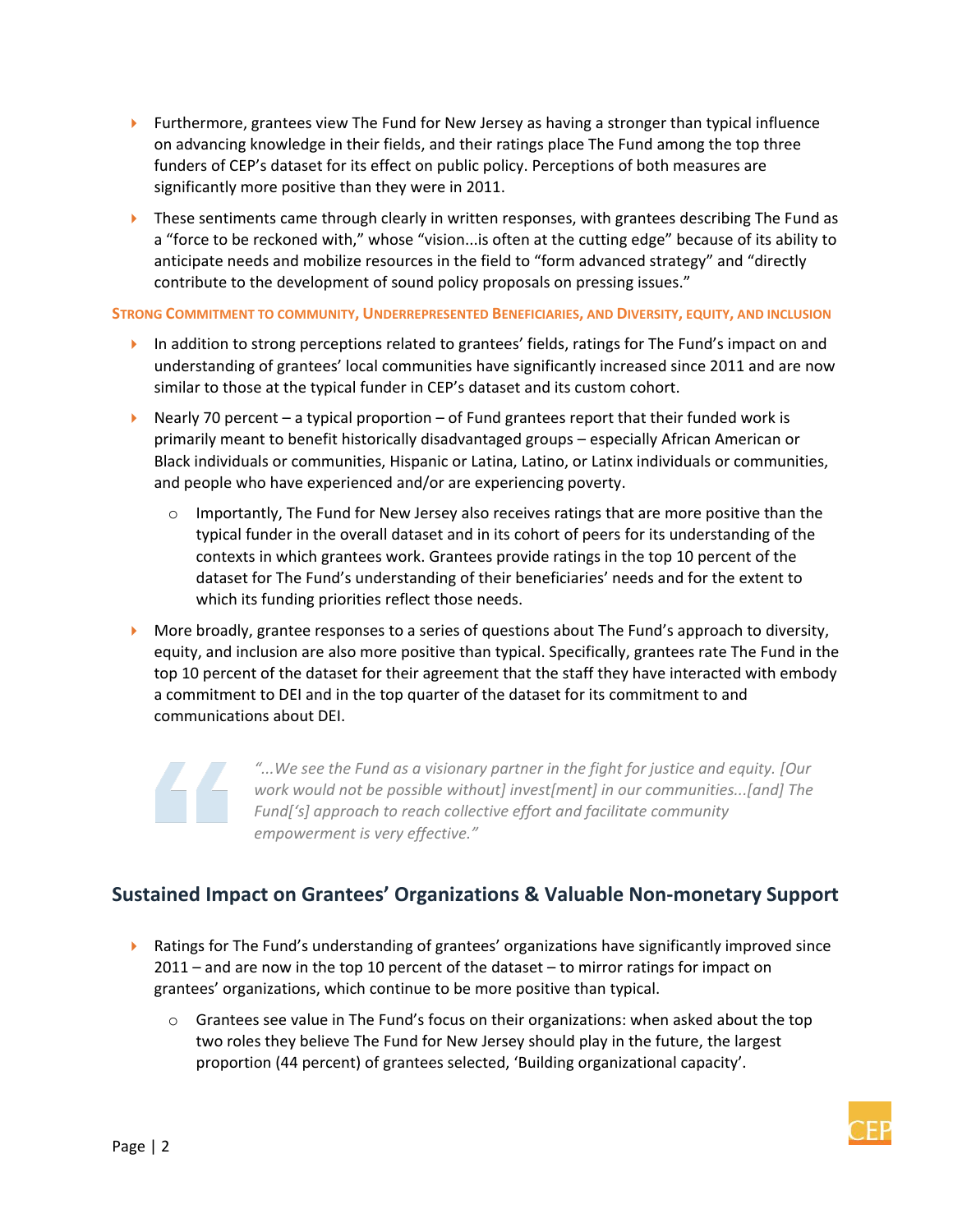- Furthermore, grantees view The Fund for New Jersey as having a stronger than typical influence on advancing knowledge in their fields, and their ratings place The Fund among the top three funders of CEP's dataset for its effect on public policy. Perceptions of both measures are significantly more positive than they were in 2011.
- These sentiments came through clearly in written responses, with grantees describing The Fund as a "force to be reckoned with," whose "vision...is often at the cutting edge" because of its ability to anticipate needs and mobilize resources in the field to "form advanced strategy" and "directly contribute to the development of sound policy proposals on pressing issues."

**STRONG COMMITMENT TO COMMUNITY, UNDERREPRESENTED BENEFICIARIES, AND DIVERSITY, EQUITY, AND INCLUSION**

- In addition to strong perceptions related to grantees' fields, ratings for The Fund's impact on and understanding of grantees' local communities have significantly increased since 2011 and are now similar to those at the typical funder in CEP's dataset and its custom cohort.
- Nearly 70 percent – a typical proportion – of Fund grantees report that their funded work is primarily meant to benefit historically disadvantaged groups – especially African American or Black individuals or communities, Hispanic or Latina, Latino, or Latinx individuals or communities, and people who have experienced and/or are experiencing poverty.
    - Importantly, The Fund for New Jersey also receives ratings that are more positive than the typical funder in the overall dataset and in its cohort of peers for its understanding of the contexts in which grantees work. Grantees provide ratings in the top 10 percent of the dataset for The Fund's understanding of their beneficiaries' needs and for the extent to which its funding priorities reflect those needs.
- More broadly, grantee responses to a series of questions about The Fund's approach to diversity, equity, and inclusion are also more positive than typical. Specifically, grantees rate The Fund in the top 10 percent of the dataset for their agreement that the staff they have interacted with embody a commitment to DEI and in the top quarter of the dataset for its commitment to and communications about DEI.

> *"...We see the Fund as a visionary partner in the fight for justice and equity. [Our work would not be possible without] invest[ment] in our communities...[and] The Fund['s] approach to reach collective effort and facilitate community empowerment is very effective."*

## Sustained Impact on Grantees' Organizations & Valuable Non-monetary Support

- Ratings for The Fund's understanding of grantees' organizations have significantly improved since 2011 – and are now in the top 10 percent of the dataset – to mirror ratings for impact on grantees' organizations, which continue to be more positive than typical.
    - Grantees see value in The Fund's focus on their organizations: when asked about the top two roles they believe The Fund for New Jersey should play in the future, the largest proportion (44 percent) of grantees selected, 'Building organizational capacity'.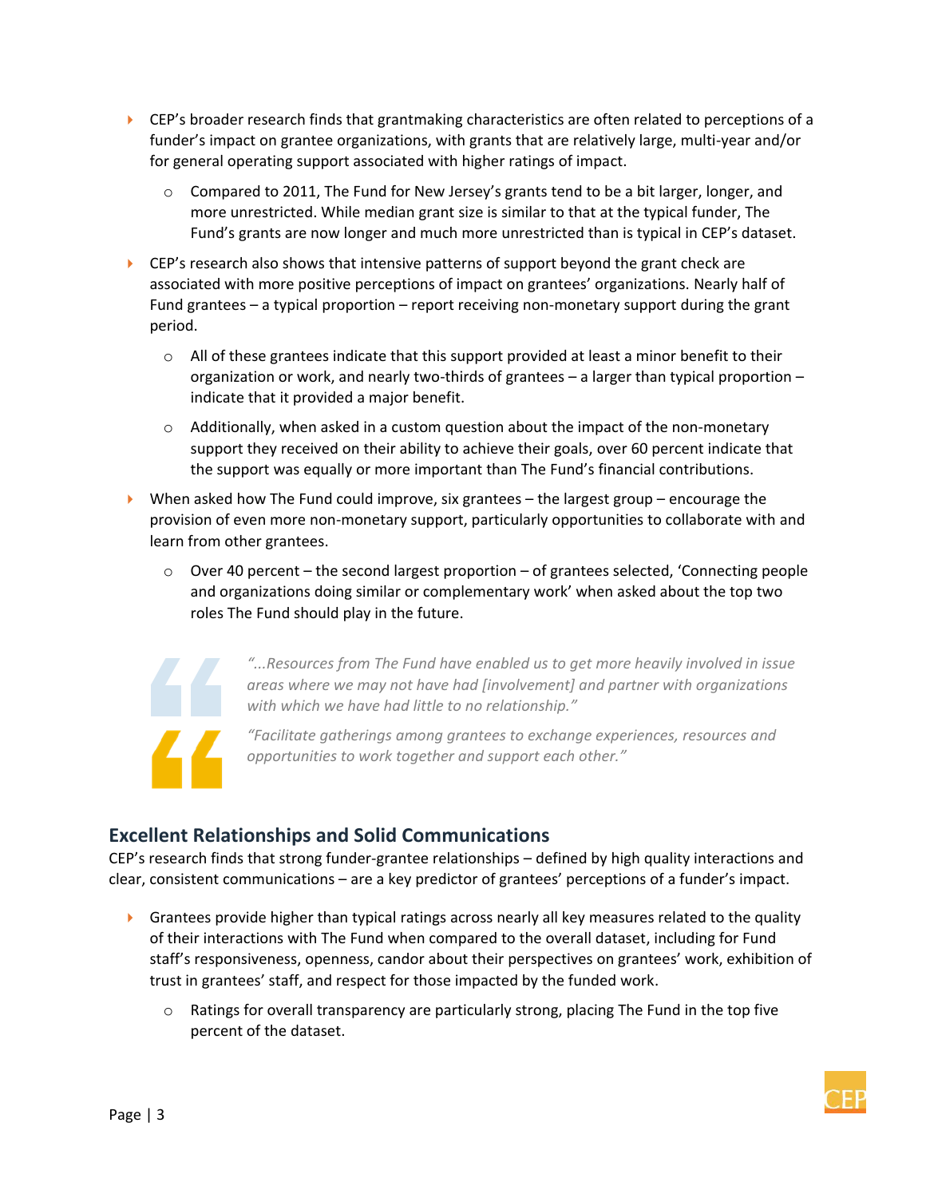- CEP's broader research finds that grantmaking characteristics are often related to perceptions of a funder's impact on grantee organizations, with grants that are relatively large, multi-year and/or for general operating support associated with higher ratings of impact.
  - Compared to 2011, The Fund for New Jersey's grants tend to be a bit larger, longer, and more unrestricted. While median grant size is similar to that at the typical funder, The Fund's grants are now longer and much more unrestricted than is typical in CEP's dataset.
- CEP's research also shows that intensive patterns of support beyond the grant check are associated with more positive perceptions of impact on grantees' organizations. Nearly half of Fund grantees – a typical proportion – report receiving non-monetary support during the grant period.
  - All of these grantees indicate that this support provided at least a minor benefit to their organization or work, and nearly two-thirds of grantees – a larger than typical proportion – indicate that it provided a major benefit.
  - Additionally, when asked in a custom question about the impact of the non-monetary support they received on their ability to achieve their goals, over 60 percent indicate that the support was equally or more important than The Fund's financial contributions.
- When asked how The Fund could improve, six grantees – the largest group – encourage the provision of even more non-monetary support, particularly opportunities to collaborate with and learn from other grantees.
  - Over 40 percent – the second largest proportion – of grantees selected, 'Connecting people and organizations doing similar or complementary work' when asked about the top two roles The Fund should play in the future.

> *"...Resources from The Fund have enabled us to get more heavily involved in issue areas where we may not have had [involvement] and partner with organizations with which we have had little to no relationship."*

> *"Facilitate gatherings among grantees to exchange experiences, resources and opportunities to work together and support each other."*

## Excellent Relationships and Solid Communications

CEP's research finds that strong funder-grantee relationships – defined by high quality interactions and clear, consistent communications – are a key predictor of grantees' perceptions of a funder's impact.

- Grantees provide higher than typical ratings across nearly all key measures related to the quality of their interactions with The Fund when compared to the overall dataset, including for Fund staff's responsiveness, openness, candor about their perspectives on grantees' work, exhibition of trust in grantees' staff, and respect for those impacted by the funded work.
  - Ratings for overall transparency are particularly strong, placing The Fund in the top five percent of the dataset.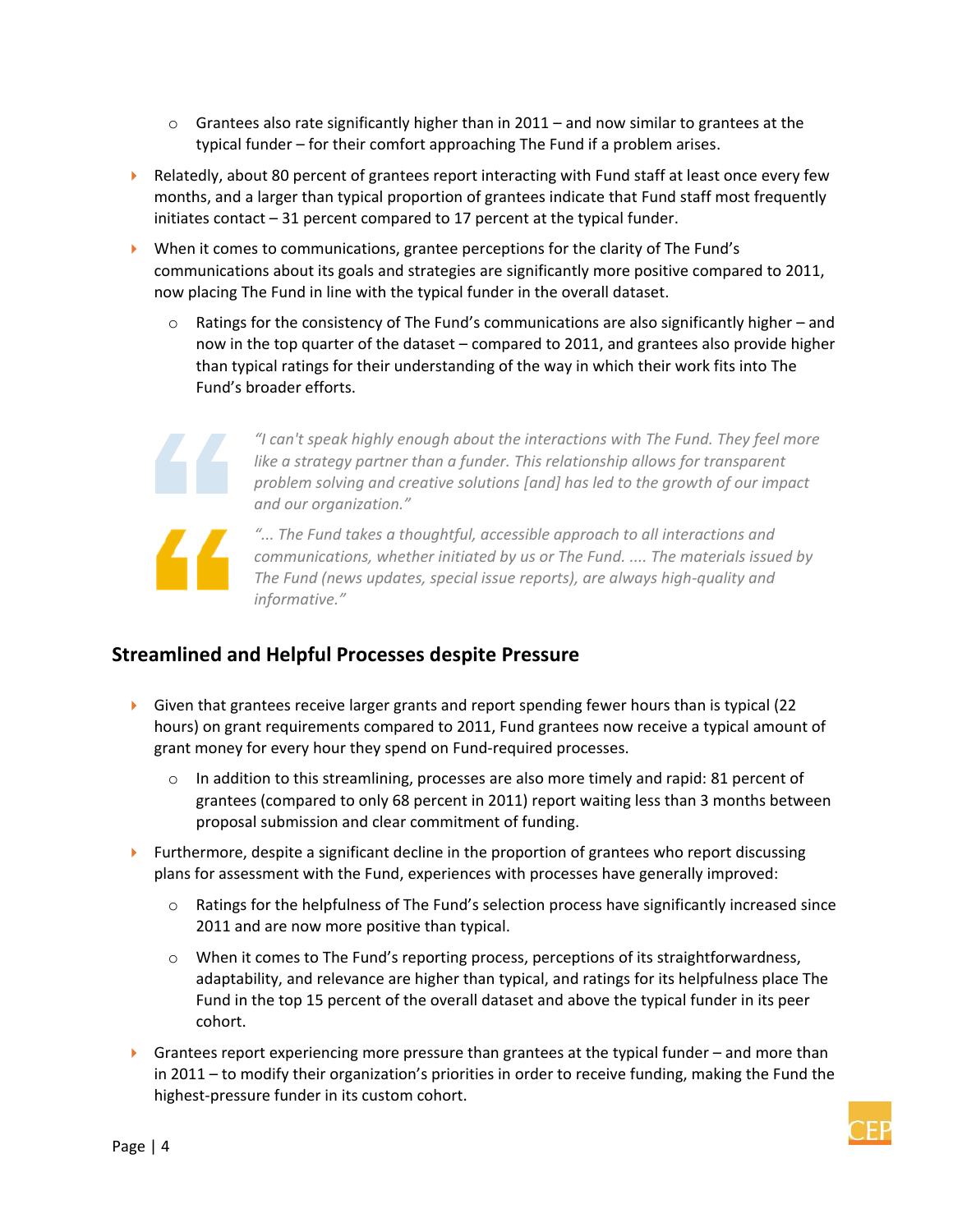- Grantees also rate significantly higher than in 2011 – and now similar to grantees at the typical funder – for their comfort approaching The Fund if a problem arises.

- Relatedly, about 80 percent of grantees report interacting with Fund staff at least once every few months, and a larger than typical proportion of grantees indicate that Fund staff most frequently initiates contact – 31 percent compared to 17 percent at the typical funder.

- When it comes to communications, grantee perceptions for the clarity of The Fund's communications about its goals and strategies are significantly more positive compared to 2011, now placing The Fund in line with the typical funder in the overall dataset.
  - Ratings for the consistency of The Fund's communications are also significantly higher – and now in the top quarter of the dataset – compared to 2011, and grantees also provide higher than typical ratings for their understanding of the way in which their work fits into The Fund's broader efforts.

> *"I can't speak highly enough about the interactions with The Fund. They feel more like a strategy partner than a funder. This relationship allows for transparent problem solving and creative solutions [and] has led to the growth of our impact and our organization."*

> *"... The Fund takes a thoughtful, accessible approach to all interactions and communications, whether initiated by us or The Fund. .... The materials issued by The Fund (news updates, special issue reports), are always high-quality and informative."*

## Streamlined and Helpful Processes despite Pressure

- Given that grantees receive larger grants and report spending fewer hours than is typical (22 hours) on grant requirements compared to 2011, Fund grantees now receive a typical amount of grant money for every hour they spend on Fund-required processes.
  - In addition to this streamlining, processes are also more timely and rapid: 81 percent of grantees (compared to only 68 percent in 2011) report waiting less than 3 months between proposal submission and clear commitment of funding.

- Furthermore, despite a significant decline in the proportion of grantees who report discussing plans for assessment with the Fund, experiences with processes have generally improved:
  - Ratings for the helpfulness of The Fund's selection process have significantly increased since 2011 and are now more positive than typical.
  - When it comes to The Fund's reporting process, perceptions of its straightforwardness, adaptability, and relevance are higher than typical, and ratings for its helpfulness place The Fund in the top 15 percent of the overall dataset and above the typical funder in its peer cohort.

- Grantees report experiencing more pressure than grantees at the typical funder – and more than in 2011 – to modify their organization's priorities in order to receive funding, making the Fund the highest-pressure funder in its custom cohort.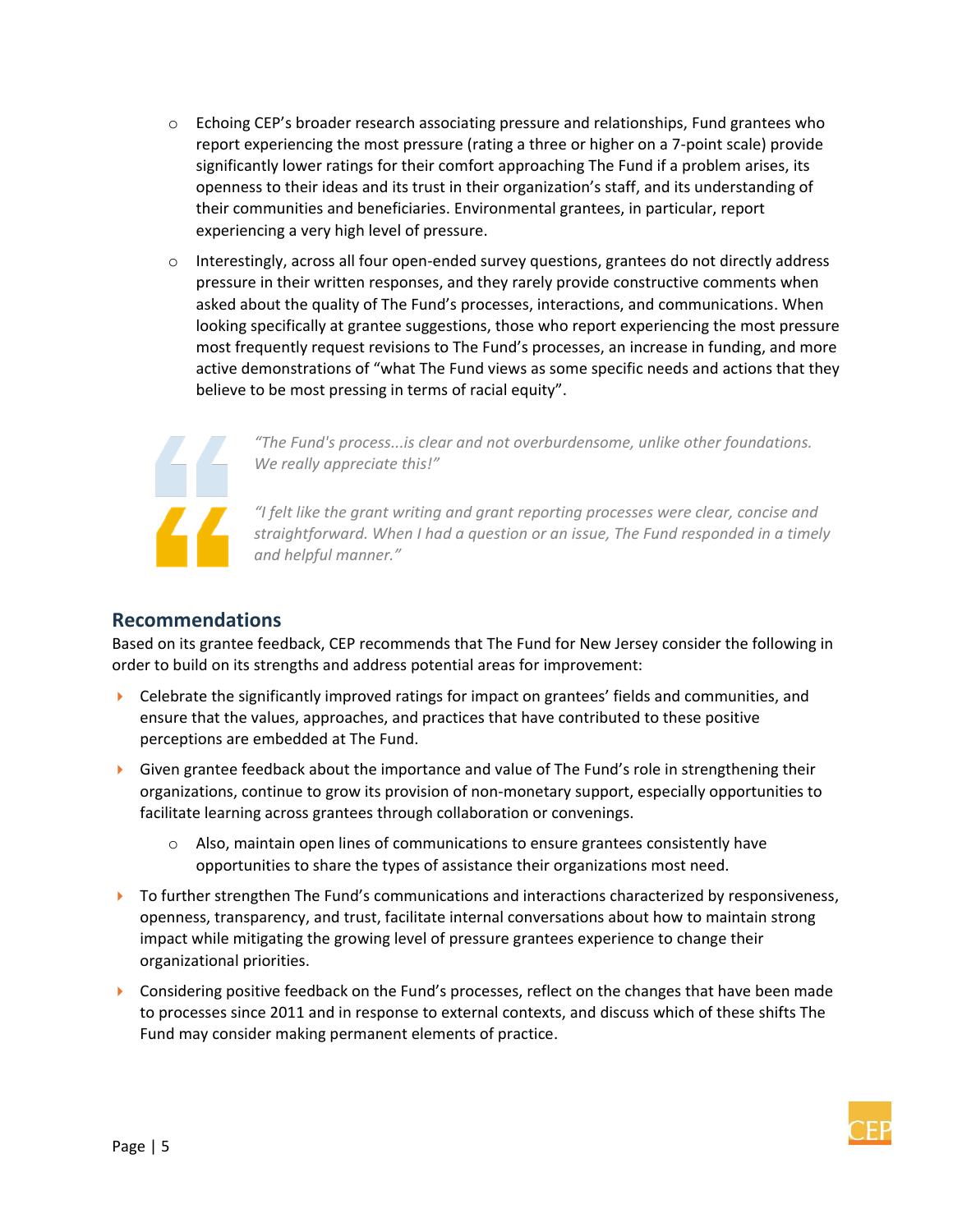- Echoing CEP's broader research associating pressure and relationships, Fund grantees who report experiencing the most pressure (rating a three or higher on a 7-point scale) provide significantly lower ratings for their comfort approaching The Fund if a problem arises, its openness to their ideas and its trust in their organization's staff, and its understanding of their communities and beneficiaries. Environmental grantees, in particular, report experiencing a very high level of pressure.
- Interestingly, across all four open-ended survey questions, grantees do not directly address pressure in their written responses, and they rarely provide constructive comments when asked about the quality of The Fund's processes, interactions, and communications. When looking specifically at grantee suggestions, those who report experiencing the most pressure most frequently request revisions to The Fund's processes, an increase in funding, and more active demonstrations of "what The Fund views as some specific needs and actions that they believe to be most pressing in terms of racial equity".

> *"The Fund's process...is clear and not overburdensome, unlike other foundations. We really appreciate this!"*
>
> *"I felt like the grant writing and grant reporting processes were clear, concise and straightforward. When I had a question or an issue, The Fund responded in a timely and helpful manner."*

## Recommendations

Based on its grantee feedback, CEP recommends that The Fund for New Jersey consider the following in order to build on its strengths and address potential areas for improvement:

- Celebrate the significantly improved ratings for impact on grantees' fields and communities, and ensure that the values, approaches, and practices that have contributed to these positive perceptions are embedded at The Fund.
- Given grantee feedback about the importance and value of The Fund's role in strengthening their organizations, continue to grow its provision of non-monetary support, especially opportunities to facilitate learning across grantees through collaboration or convenings.
  - Also, maintain open lines of communications to ensure grantees consistently have opportunities to share the types of assistance their organizations most need.
- To further strengthen The Fund's communications and interactions characterized by responsiveness, openness, transparency, and trust, facilitate internal conversations about how to maintain strong impact while mitigating the growing level of pressure grantees experience to change their organizational priorities.
- Considering positive feedback on the Fund's processes, reflect on the changes that have been made to processes since 2011 and in response to external contexts, and discuss which of these shifts The Fund may consider making permanent elements of practice.